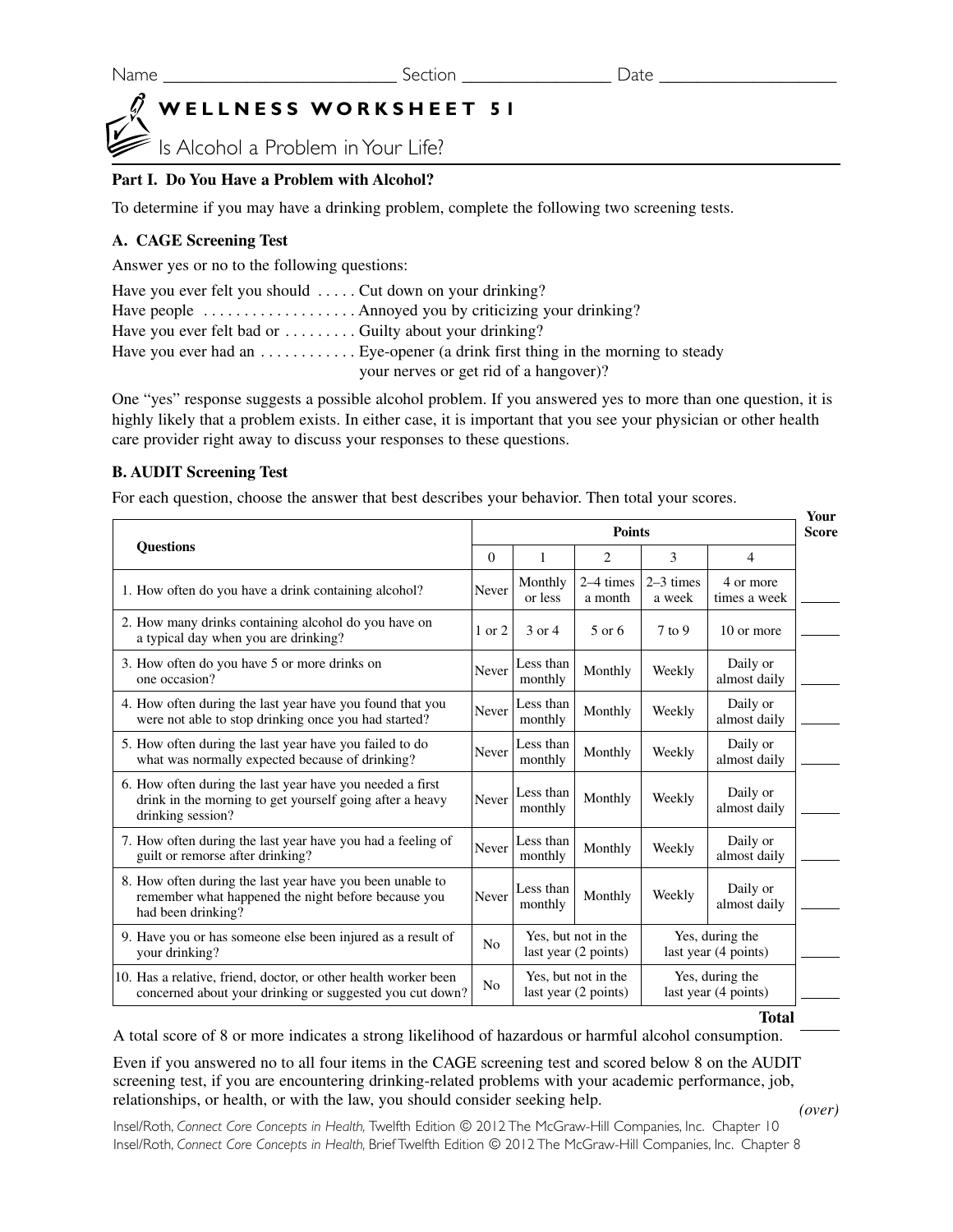Name ________________________ Section ______________ Date ________________

# WELLNESS WORKSHEET 51

## Is Alcohol a Problem in Your Life?

### Part I. Do You Have a Problem with Alcohol?

To determine if you may have a drinking problem, complete the following two screening tests.

#### A. CAGE Screening Test

Answer yes or no to the following questions:

Have you ever felt you should . . . . . Cut down on your drinking?
Have people . . . . . . . . . . . . . . . . . . . Annoyed you by criticizing your drinking?
Have you ever felt bad or . . . . . . . . . Guilty about your drinking?
Have you ever had an . . . . . . . . . . . . Eye-opener (a drink first thing in the morning to steady your nerves or get rid of a hangover)?

One "yes" response suggests a possible alcohol problem. If you answered yes to more than one question, it is highly likely that a problem exists. In either case, it is important that you see your physician or other health care provider right away to discuss your responses to these questions.

#### B. AUDIT Screening Test

For each question, choose the answer that best describes your behavior. Then total your scores.

| Questions | Points | | | | | Your Score |
|---|---|---|---|---|---|---|
| | 0 | 1 | 2 | 3 | 4 | |
| 1. How often do you have a drink containing alcohol? | Never | Monthly or less | 2–4 times a month | 2–3 times a week | 4 or more times a week | ____ |
| 2. How many drinks containing alcohol do you have on a typical day when you are drinking? | 1 or 2 | 3 or 4 | 5 or 6 | 7 to 9 | 10 or more | ____ |
| 3. How often do you have 5 or more drinks on one occasion? | Never | Less than monthly | Monthly | Weekly | Daily or almost daily | ____ |
| 4. How often during the last year have you found that you were not able to stop drinking once you had started? | Never | Less than monthly | Monthly | Weekly | Daily or almost daily | ____ |
| 5. How often during the last year have you failed to do what was normally expected because of drinking? | Never | Less than monthly | Monthly | Weekly | Daily or almost daily | ____ |
| 6. How often during the last year have you needed a first drink in the morning to get yourself going after a heavy drinking session? | Never | Less than monthly | Monthly | Weekly | Daily or almost daily | ____ |
| 7. How often during the last year have you had a feeling of guilt or remorse after drinking? | Never | Less than monthly | Monthly | Weekly | Daily or almost daily | ____ |
| 8. How often during the last year have you been unable to remember what happened the night before because you had been drinking? | Never | Less than monthly | Monthly | Weekly | Daily or almost daily | ____ |
| 9. Have you or has someone else been injured as a result of your drinking? | No | Yes, but not in the last year (2 points) | | Yes, during the last year (4 points) | | ____ |
| 10. Has a relative, friend, doctor, or other health worker been concerned about your drinking or suggested you cut down? | No | Yes, but not in the last year (2 points) | | Yes, during the last year (4 points) | | ____ |
| | | | | | **Total** | ____ |

A total score of 8 or more indicates a strong likelihood of hazardous or harmful alcohol consumption.

Even if you answered no to all four items in the CAGE screening test and scored below 8 on the AUDIT screening test, if you are encountering drinking-related problems with your academic performance, job, relationships, or health, or with the law, you should consider seeking help.

*(over)*

Insel/Roth, *Connect Core Concepts in Health,* Twelfth Edition © 2012 The McGraw-Hill Companies, Inc. Chapter 10
Insel/Roth, *Connect Core Concepts in Health,* Brief Twelfth Edition © 2012 The McGraw-Hill Companies, Inc. Chapter 8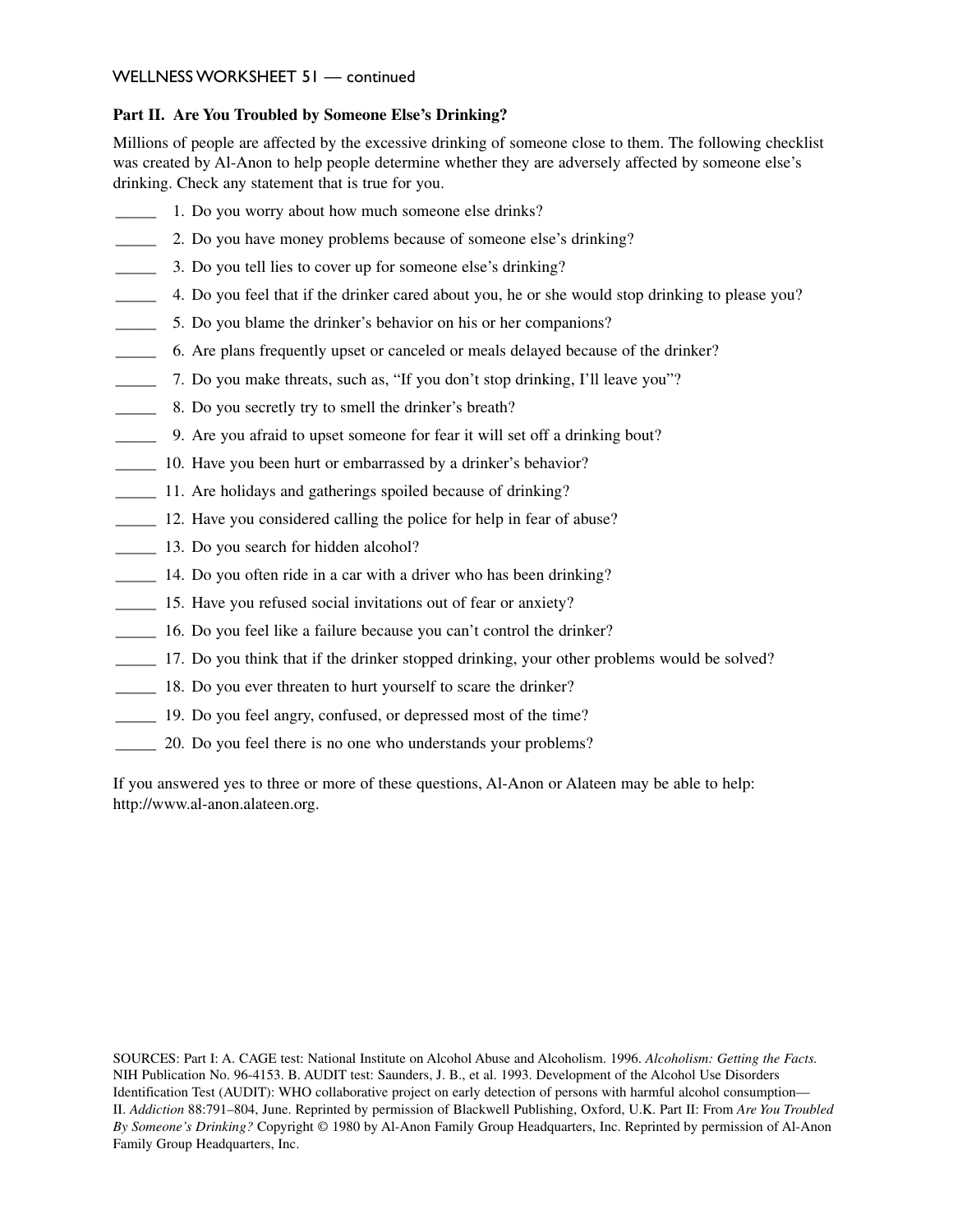WELLNESS WORKSHEET 51 — continued

**Part II. Are You Troubled by Someone Else's Drinking?**

Millions of people are affected by the excessive drinking of someone close to them. The following checklist was created by Al-Anon to help people determine whether they are adversely affected by someone else's drinking. Check any statement that is true for you.

_____ 1. Do you worry about how much someone else drinks?

_____ 2. Do you have money problems because of someone else's drinking?

_____ 3. Do you tell lies to cover up for someone else's drinking?

_____ 4. Do you feel that if the drinker cared about you, he or she would stop drinking to please you?

_____ 5. Do you blame the drinker's behavior on his or her companions?

_____ 6. Are plans frequently upset or canceled or meals delayed because of the drinker?

_____ 7. Do you make threats, such as, "If you don't stop drinking, I'll leave you"?

_____ 8. Do you secretly try to smell the drinker's breath?

_____ 9. Are you afraid to upset someone for fear it will set off a drinking bout?

_____ 10. Have you been hurt or embarrassed by a drinker's behavior?

_____ 11. Are holidays and gatherings spoiled because of drinking?

_____ 12. Have you considered calling the police for help in fear of abuse?

_____ 13. Do you search for hidden alcohol?

_____ 14. Do you often ride in a car with a driver who has been drinking?

_____ 15. Have you refused social invitations out of fear or anxiety?

_____ 16. Do you feel like a failure because you can't control the drinker?

_____ 17. Do you think that if the drinker stopped drinking, your other problems would be solved?

_____ 18. Do you ever threaten to hurt yourself to scare the drinker?

_____ 19. Do you feel angry, confused, or depressed most of the time?

_____ 20. Do you feel there is no one who understands your problems?

If you answered yes to three or more of these questions, Al-Anon or Alateen may be able to help: http://www.al-anon.alateen.org.

SOURCES: Part I: A. CAGE test: National Institute on Alcohol Abuse and Alcoholism. 1996. *Alcoholism: Getting the Facts.* NIH Publication No. 96-4153. B. AUDIT test: Saunders, J. B., et al. 1993. Development of the Alcohol Use Disorders Identification Test (AUDIT): WHO collaborative project on early detection of persons with harmful alcohol consumption—II. *Addiction* 88:791–804, June. Reprinted by permission of Blackwell Publishing, Oxford, U.K. Part II: From *Are You Troubled By Someone's Drinking?* Copyright © 1980 by Al-Anon Family Group Headquarters, Inc. Reprinted by permission of Al-Anon Family Group Headquarters, Inc.